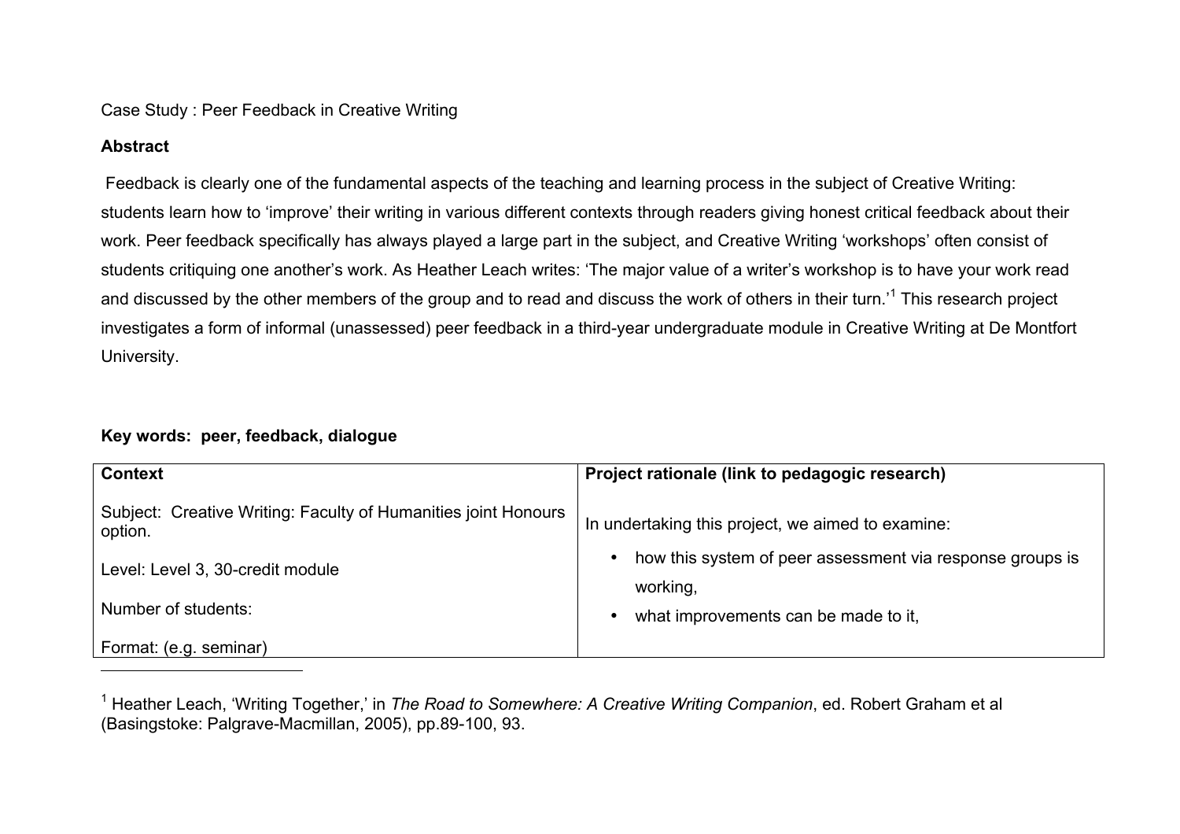Case Study : Peer Feedback in Creative Writing

**Abstract**

Feedback is clearly one of the fundamental aspects of the teaching and learning process in the subject of Creative Writing: students learn how to 'improve' their writing in various different contexts through readers giving honest critical feedback about their work. Peer feedback specifically has always played a large part in the subject, and Creative Writing 'workshops' often consist of students critiquing one another's work. As Heather Leach writes: 'The major value of a writer's workshop is to have your work read and discussed by the other members of the group and to read and discuss the work of others in their turn.'[1] This research project investigates a form of informal (unassessed) peer feedback in a third-year undergraduate module in Creative Writing at De Montfort University.

**Key words: peer, feedback, dialogue**

| **Context** | **Project rationale (link to pedagogic research)** |
|---|---|
| Subject: Creative Writing: Faculty of Humanities joint Honours option.<br><br>Level: Level 3, 30-credit module<br><br>Number of students:<br><br>Format: (e.g. seminar) | In undertaking this project, we aimed to examine:<br><br>• how this system of peer assessment via response groups is working,<br>• what improvements can be made to it, |

[1] Heather Leach, 'Writing Together,' in *The Road to Somewhere: A Creative Writing Companion*, ed. Robert Graham et al (Basingstoke: Palgrave-Macmillan, 2005), pp.89-100, 93.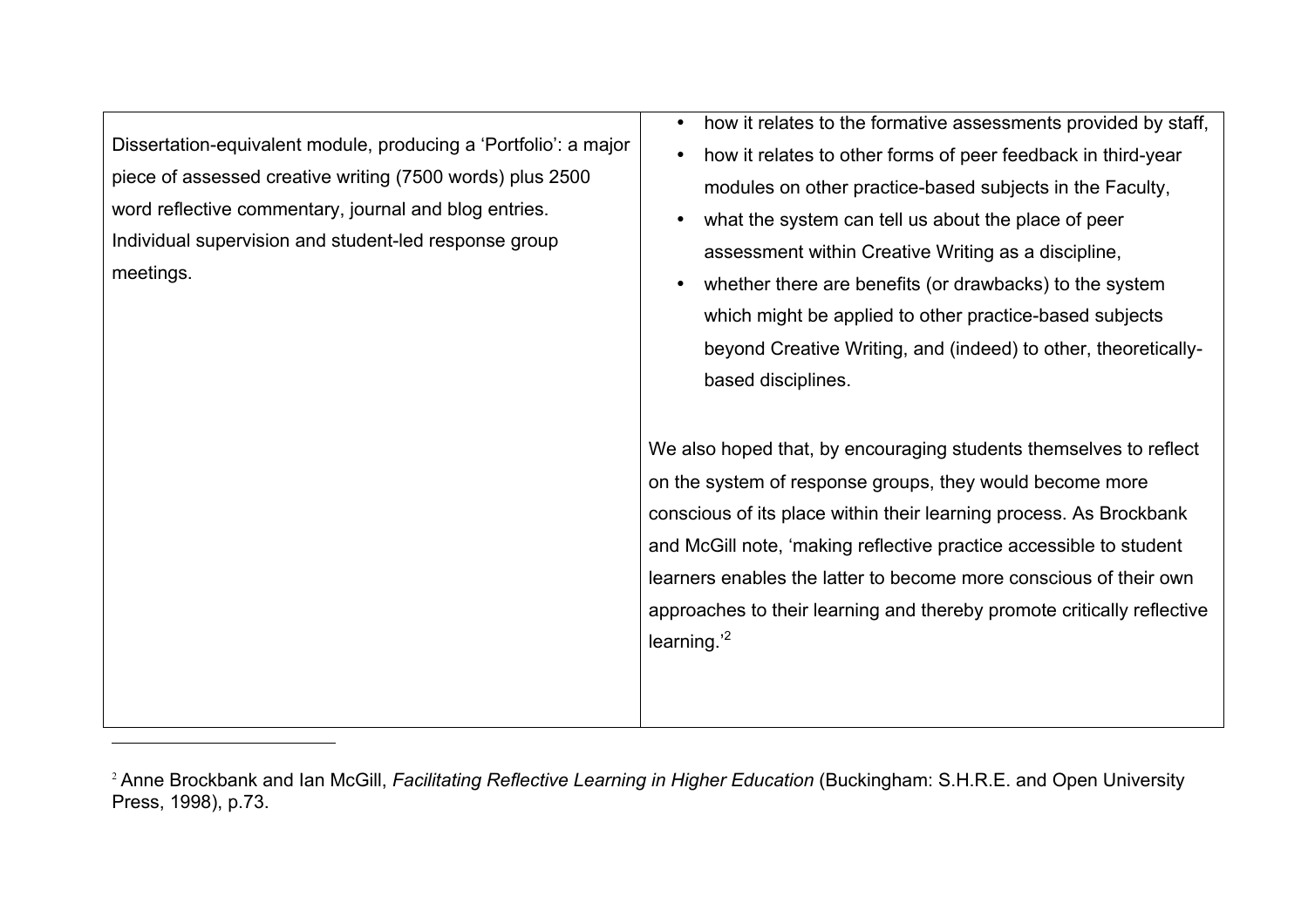| Dissertation-equivalent module, producing a 'Portfolio': a major piece of assessed creative writing (7500 words) plus 2500 word reflective commentary, journal and blog entries. Individual supervision and student-led response group meetings. | • how it relates to the formative assessments provided by staff,<br>• how it relates to other forms of peer feedback in third-year modules on other practice-based subjects in the Faculty,<br>• what the system can tell us about the place of peer assessment within Creative Writing as a discipline,<br>• whether there are benefits (or drawbacks) to the system which might be applied to other practice-based subjects beyond Creative Writing, and (indeed) to other, theoretically-based disciplines.<br><br>We also hoped that, by encouraging students themselves to reflect on the system of response groups, they would become more conscious of its place within their learning process. As Brockbank and McGill note, 'making reflective practice accessible to student learners enables the latter to become more conscious of their own approaches to their learning and thereby promote critically reflective learning.'[2] |
|---|---|

[2] Anne Brockbank and Ian McGill, *Facilitating Reflective Learning in Higher Education* (Buckingham: S.H.R.E. and Open University Press, 1998), p.73.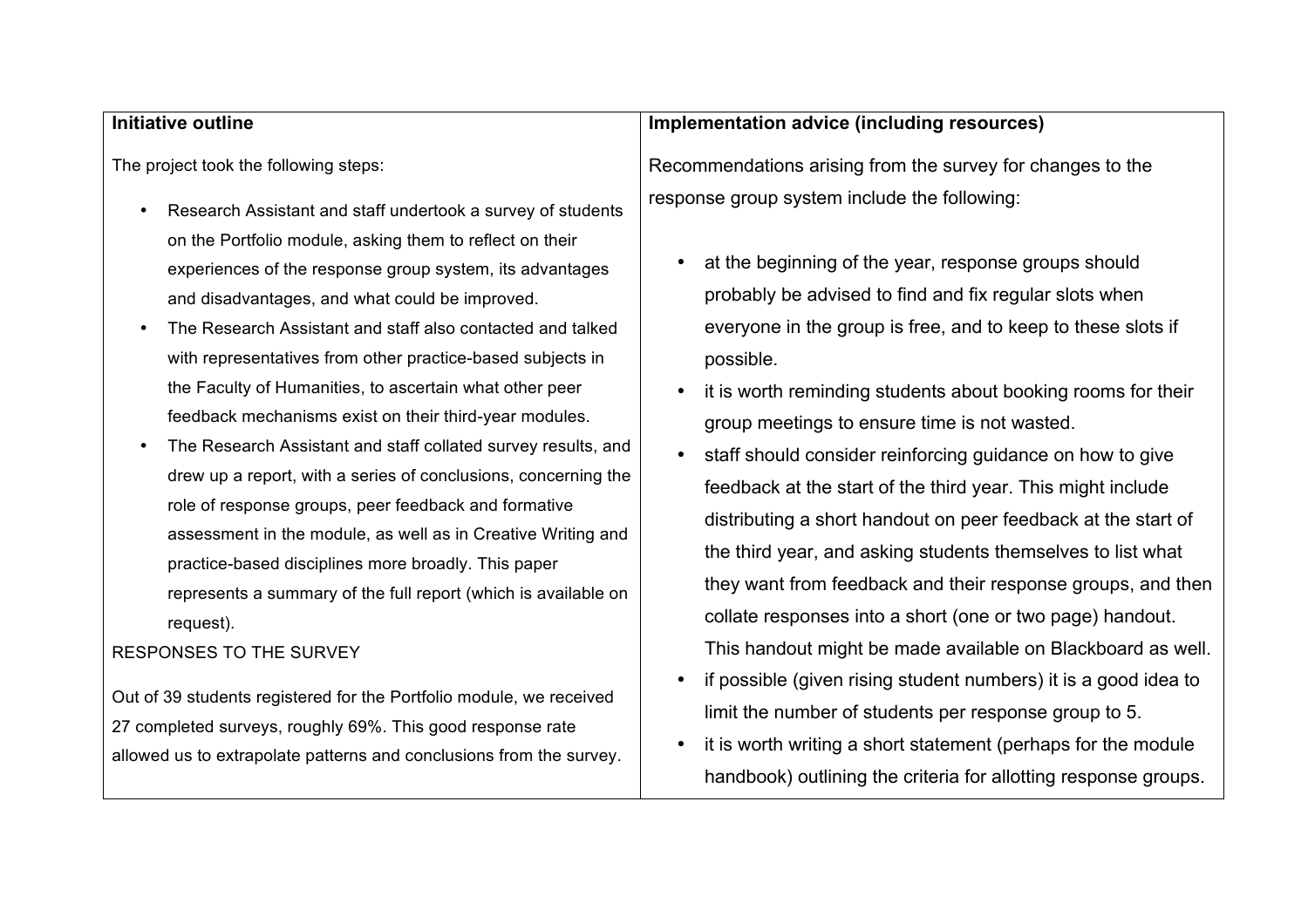**Initiative outline**

The project took the following steps:

- Research Assistant and staff undertook a survey of students on the Portfolio module, asking them to reflect on their experiences of the response group system, its advantages and disadvantages, and what could be improved.
- The Research Assistant and staff also contacted and talked with representatives from other practice-based subjects in the Faculty of Humanities, to ascertain what other peer feedback mechanisms exist on their third-year modules.
- The Research Assistant and staff collated survey results, and drew up a report, with a series of conclusions, concerning the role of response groups, peer feedback and formative assessment in the module, as well as in Creative Writing and practice-based disciplines more broadly. This paper represents a summary of the full report (which is available on request).

RESPONSES TO THE SURVEY

Out of 39 students registered for the Portfolio module, we received 27 completed surveys, roughly 69%. This good response rate allowed us to extrapolate patterns and conclusions from the survey.

**Implementation advice (including resources)**

Recommendations arising from the survey for changes to the response group system include the following:

- at the beginning of the year, response groups should probably be advised to find and fix regular slots when everyone in the group is free, and to keep to these slots if possible.
- it is worth reminding students about booking rooms for their group meetings to ensure time is not wasted.
- staff should consider reinforcing guidance on how to give feedback at the start of the third year. This might include distributing a short handout on peer feedback at the start of the third year, and asking students themselves to list what they want from feedback and their response groups, and then collate responses into a short (one or two page) handout. This handout might be made available on Blackboard as well.
- if possible (given rising student numbers) it is a good idea to limit the number of students per response group to 5.
- it is worth writing a short statement (perhaps for the module handbook) outlining the criteria for allotting response groups.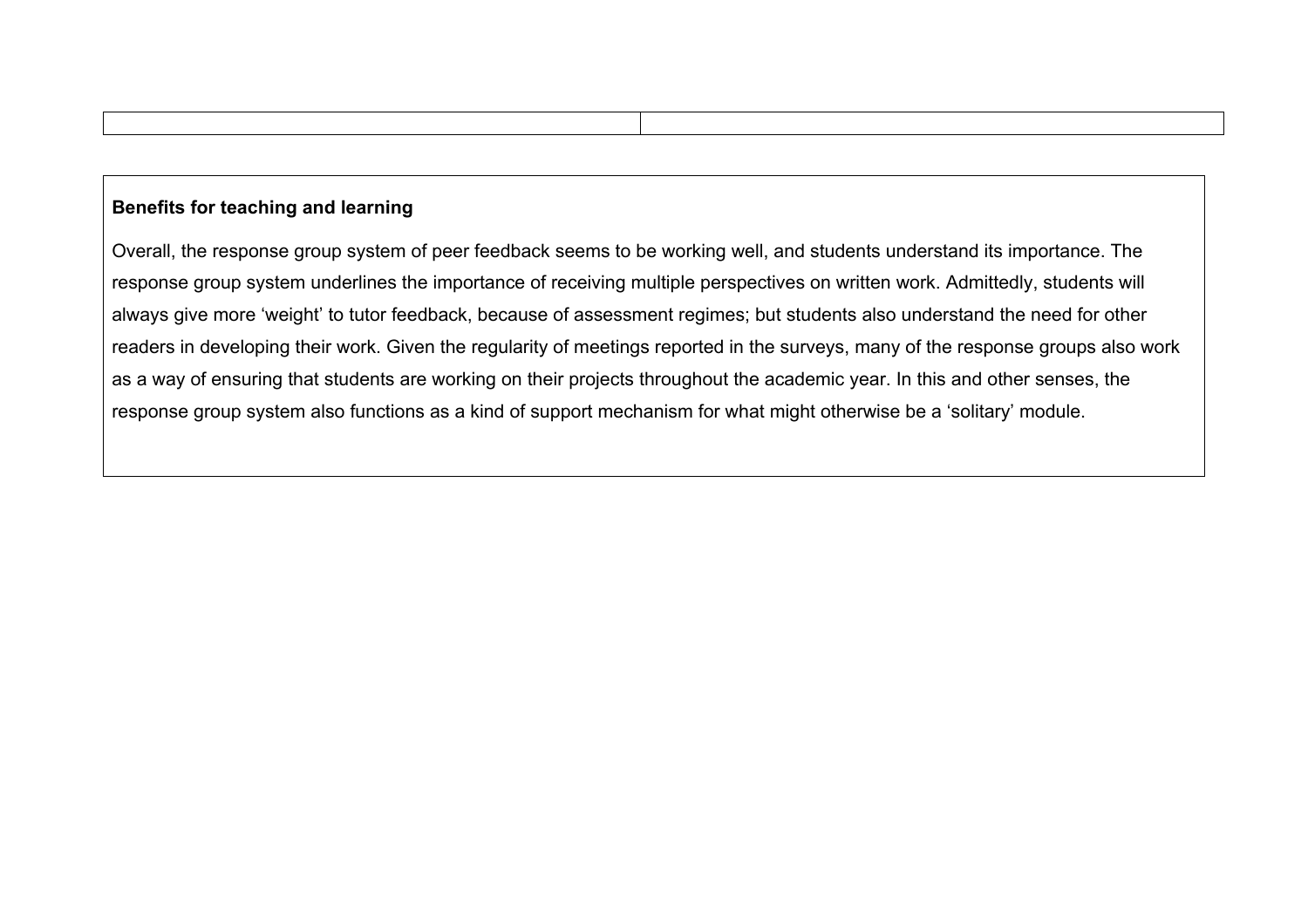| | |
|---|---|
| | |

**Benefits for teaching and learning**

Overall, the response group system of peer feedback seems to be working well, and students understand its importance. The response group system underlines the importance of receiving multiple perspectives on written work. Admittedly, students will always give more ‘weight’ to tutor feedback, because of assessment regimes; but students also understand the need for other readers in developing their work. Given the regularity of meetings reported in the surveys, many of the response groups also work as a way of ensuring that students are working on their projects throughout the academic year. In this and other senses, the response group system also functions as a kind of support mechanism for what might otherwise be a ‘solitary’ module.